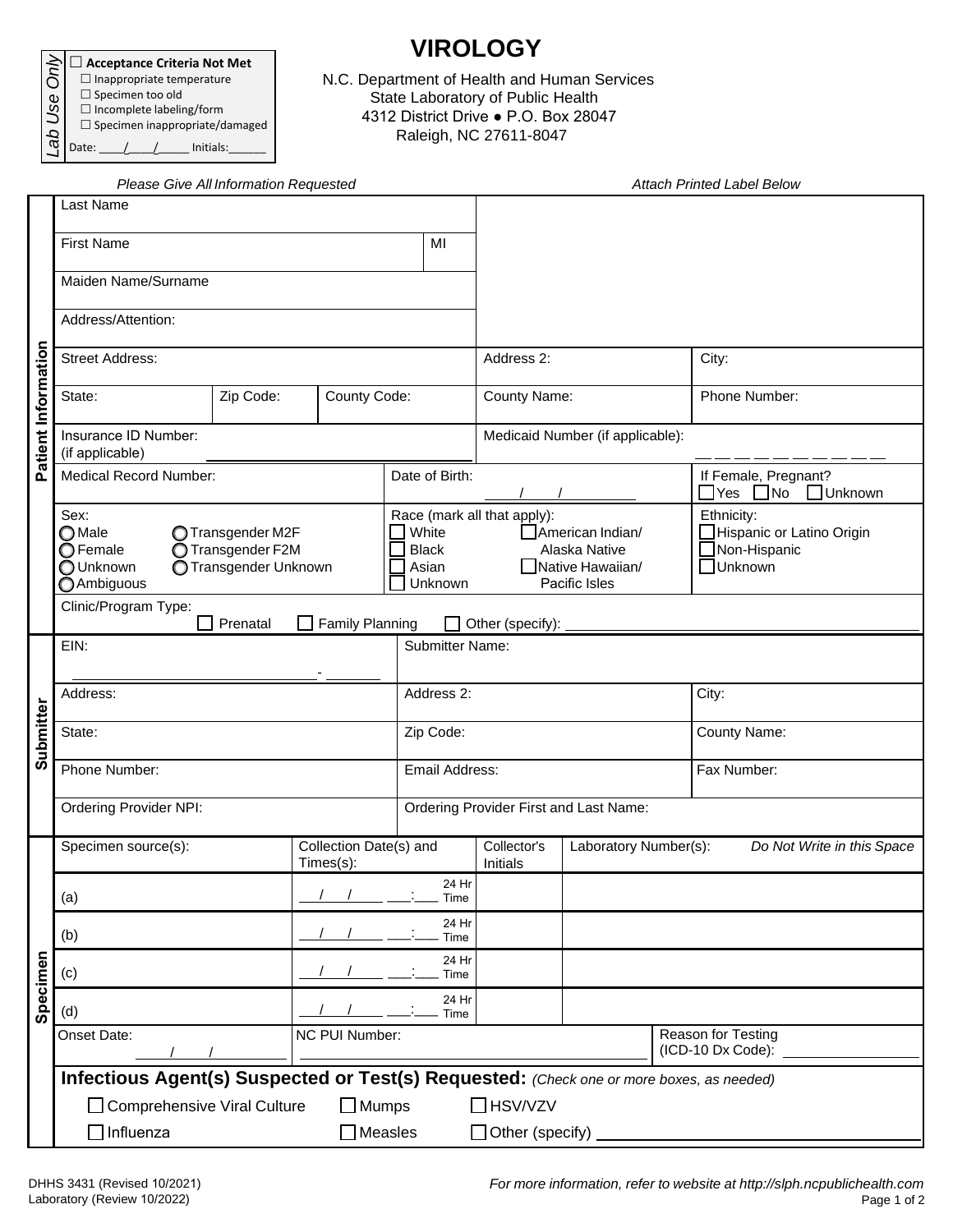| *Lab Use Only* | ☐ **Acceptance Criteria Not Met** |
|---|---|
| | ☐ Inappropriate temperature |
| | ☐ Specimen too old |
| | ☐ Incomplete labeling/form |
| | ☐ Specimen inappropriate/damaged |
| | Date: ____/____/_____ Initials:______ |

# VIROLOGY

N.C. Department of Health and Human Services
State Laboratory of Public Health
4312 District Drive ● P.O. Box 28047
Raleigh, NC 27611-8047

*Please Give All Information Requested* — *Attach Printed Label Below*

## Patient Information

| | | |
|---|---|---|
| Last Name | | |
| First Name | MI | |
| Maiden Name/Surname | | |
| Address/Attention: | | |
| Street Address: | Address 2: | City: |
| State: / Zip Code: / County Code: | County Name: | Phone Number: |
| Insurance ID Number: (if applicable) | Medicaid Number (if applicable): | |
| Medical Record Number: | Date of Birth: ____/____/________ | If Female, Pregnant? ☐ Yes ☐ No ☐ Unknown |

Sex:
- ◯ Male
- ◯ Female
- ◯ Unknown
- ◯ Ambiguous
- ◯ Transgender M2F
- ◯ Transgender F2M
- ◯ Transgender Unknown

Race (mark all that apply):
- ☐ White
- ☐ Black
- ☐ Asian
- ☐ Unknown
- ☐ American Indian/ Alaska Native
- ☐ Native Hawaiian/ Pacific Isles

Ethnicity:
- ☐ Hispanic or Latino Origin
- ☐ Non-Hispanic
- ☐ Unknown

Clinic/Program Type: ☐ Prenatal ☐ Family Planning ☐ Other (specify): ________________

## Submitter

| | | |
|---|---|---|
| EIN: ______________________ - _______ | Submitter Name: | |
| Address: | Address 2: | City: |
| State: | Zip Code: | County Name: |
| Phone Number: | Email Address: | Fax Number: |
| Ordering Provider NPI: | Ordering Provider First and Last Name: | |

## Specimen

| Specimen source(s): | Collection Date(s) and Times(s): | Collector's Initials | Laboratory Number(s): *Do Not Write in this Space* |
|---|---|---|---|
| (a) | ___/___/_____ ___:___ 24 Hr Time | | |
| (b) | ___/___/_____ ___:___ 24 Hr Time | | |
| (c) | ___/___/_____ ___:___ 24 Hr Time | | |
| (d) | ___/___/_____ ___:___ 24 Hr Time | | |

| Onset Date: | NC PUI Number: | Reason for Testing (ICD-10 Dx Code): |
|---|---|---|
| ____/____/________ | | ________________ |

**Infectious Agent(s) Suspected or Test(s) Requested:** *(Check one or more boxes, as needed)*

- ☐ Comprehensive Viral Culture
- ☐ Mumps
- ☐ HSV/VZV
- ☐ Influenza
- ☐ Measles
- ☐ Other (specify) ________________________________

DHHS 3431 (Revised 10/2021)
Laboratory (Review 10/2022)

*For more information, refer to website at http://slph.ncpublichealth.com*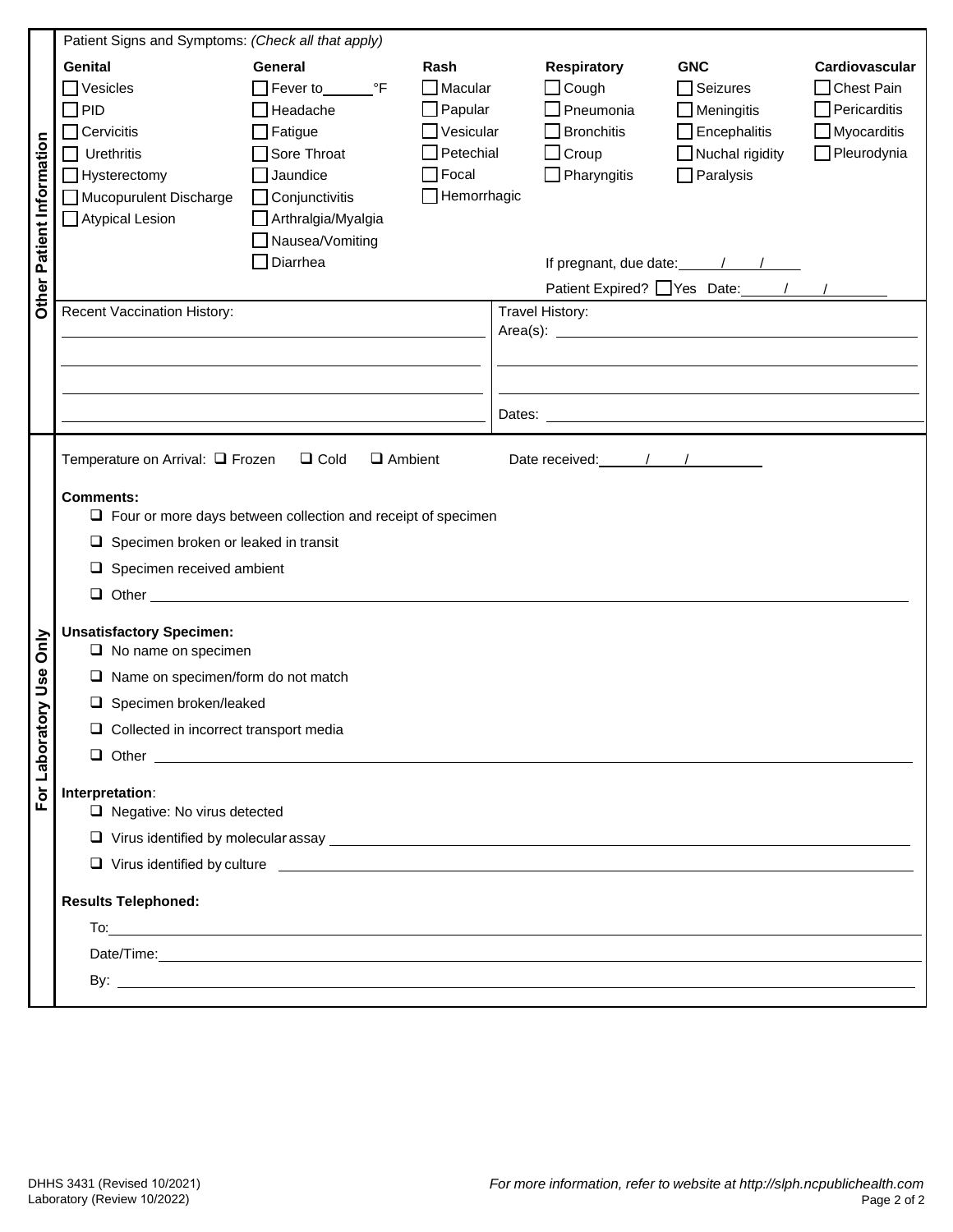## Other Patient Information

Patient Signs and Symptoms: *(Check all that apply)*

| Genital | General | Rash | Respiratory | GNC | Cardiovascular |
|---|---|---|---|---|---|
| ☐ Vesicles | ☐ Fever to______°F | ☐ Macular | ☐ Cough | ☐ Seizures | ☐ Chest Pain |
| ☐ PID | ☐ Headache | ☐ Papular | ☐ Pneumonia | ☐ Meningitis | ☐ Pericarditis |
| ☐ Cervicitis | ☐ Fatigue | ☐ Vesicular | ☐ Bronchitis | ☐ Encephalitis | ☐ Myocarditis |
| ☐ Urethritis | ☐ Sore Throat | ☐ Petechial | ☐ Croup | ☐ Nuchal rigidity | ☐ Pleurodynia |
| ☐ Hysterectomy | ☐ Jaundice | ☐ Focal | ☐ Pharyngitis | ☐ Paralysis | |
| ☐ Mucopurulent Discharge | ☐ Conjunctivitis | ☐ Hemorrhagic | | | |
| ☐ Atypical Lesion | ☐ Arthralgia/Myalgia | | | | |
| | ☐ Nausea/Vomiting | | | | |
| | ☐ Diarrhea | | | | |

If pregnant, due date:_____/_____/_____

Patient Expired? ☐ Yes Date:_____/_____/_____

Recent Vaccination History: ____________________

Travel History:
Area(s): ____________________

Dates: ____________________

## For Laboratory Use Only

Temperature on Arrival: ☐ Frozen ☐ Cold ☐ Ambient Date received:_____/_____/_____

**Comments:**

- ☐ Four or more days between collection and receipt of specimen
- ☐ Specimen broken or leaked in transit
- ☐ Specimen received ambient
- ☐ Other ____________________

**Unsatisfactory Specimen:**

- ☐ No name on specimen
- ☐ Name on specimen/form do not match
- ☐ Specimen broken/leaked
- ☐ Collected in incorrect transport media
- ☐ Other ____________________

**Interpretation**:

- ☐ Negative: No virus detected
- ☐ Virus identified by molecular assay ____________________
- ☐ Virus identified by culture ____________________

**Results Telephoned:**

To: ____________________

Date/Time: ____________________

By: ____________________

DHHS 3431 (Revised 10/2021)
Laboratory (Review 10/2022)

*For more information, refer to website at http://slph.ncpublichealth.com*